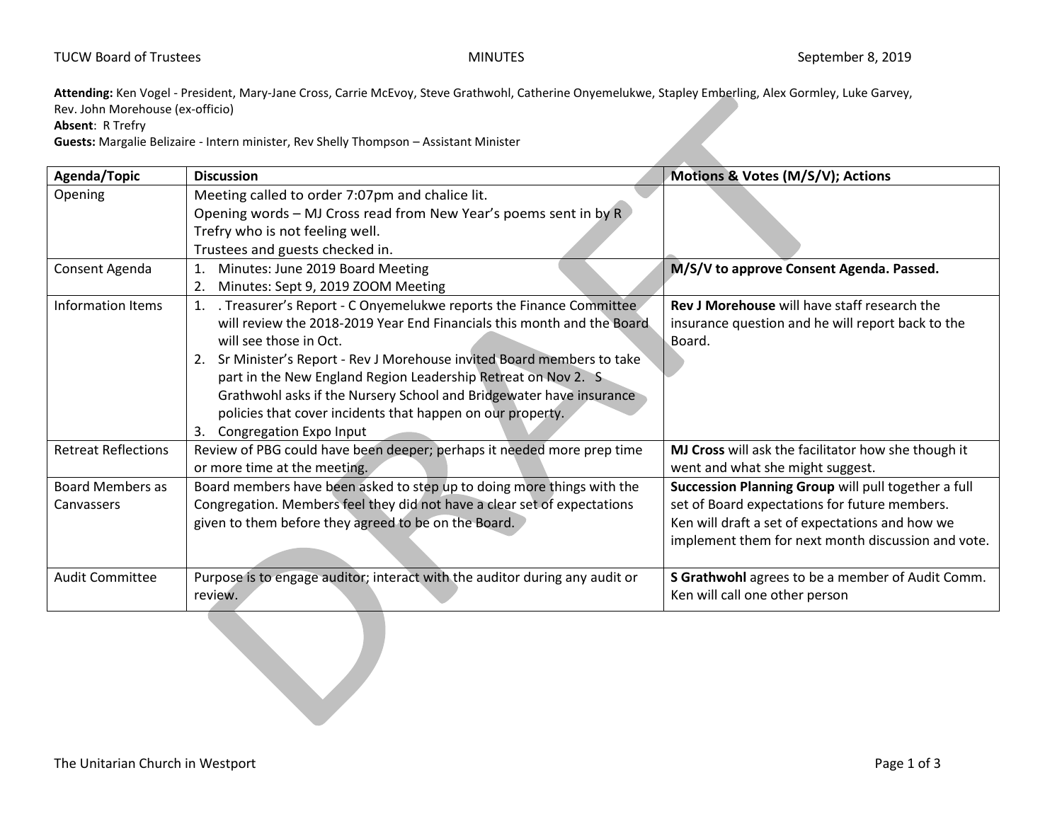TUCW Board of Trustees MINUTES September 8, 2019

**Attending:** Ken Vogel - President, Mary-Jane Cross, Carrie McEvoy, Steve Grathwohl, Catherine Onyemelukwe, Stapley Emberling, Alex Gormley, Luke Garvey, Rev. John Morehouse (ex-officio)
**Absent**: R Trefry
**Guests:** Margalie Belizaire - Intern minister, Rev Shelly Thompson – Assistant Minister

| Agenda/Topic | Discussion | Motions & Votes (M/S/V); Actions |
|---|---|---|
| Opening | Meeting called to order 7:07pm and chalice lit.<br>Opening words – MJ Cross read from New Year's poems sent in by R Trefry who is not feeling well.<br>Trustees and guests checked in. | |
| Consent Agenda | 1. Minutes: June 2019 Board Meeting<br>2. Minutes: Sept 9, 2019 ZOOM Meeting | **M/S/V to approve Consent Agenda. Passed.** |
| Information Items | 1. . Treasurer's Report - C Onyemelukwe reports the Finance Committee will review the 2018-2019 Year End Financials this month and the Board will see those in Oct.<br>2. Sr Minister's Report - Rev J Morehouse invited Board members to take part in the New England Region Leadership Retreat on Nov 2. S Grathwohl asks if the Nursery School and Bridgewater have insurance policies that cover incidents that happen on our property.<br>3. Congregation Expo Input | **Rev J Morehouse** will have staff research the insurance question and he will report back to the Board. |
| Retreat Reflections | Review of PBG could have been deeper; perhaps it needed more prep time or more time at the meeting. | **MJ Cross** will ask the facilitator how she though it went and what she might suggest. |
| Board Members as Canvassers | Board members have been asked to step up to doing more things with the Congregation. Members feel they did not have a clear set of expectations given to them before they agreed to be on the Board. | **Succession Planning Group** will pull together a full set of Board expectations for future members.<br>Ken will draft a set of expectations and how we implement them for next month discussion and vote. |
| Audit Committee | Purpose is to engage auditor; interact with the auditor during any audit or review. | **S Grathwohl** agrees to be a member of Audit Comm.<br>Ken will call one other person |

DRAFT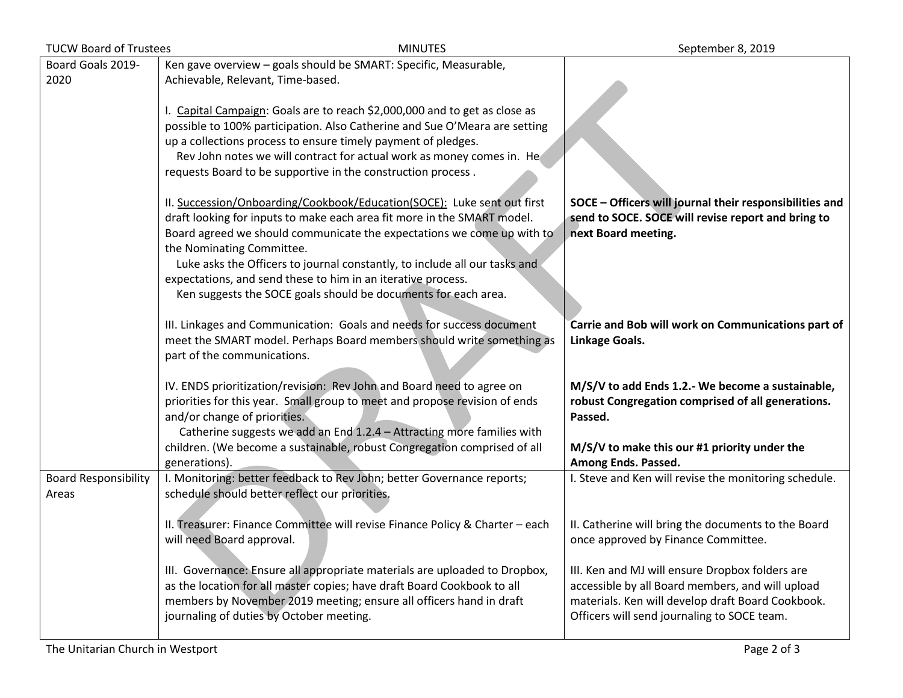| | | |
|---|---|---|
| Board Goals 2019-2020 | Ken gave overview – goals should be SMART: Specific, Measurable, Achievable, Relevant, Time-based.<br><br>I. <u>Capital Campaign</u>: Goals are to reach $2,000,000 and to get as close as possible to 100% participation. Also Catherine and Sue O'Meara are setting up a collections process to ensure timely payment of pledges.<br>Rev John notes we will contract for actual work as money comes in. He requests Board to be supportive in the construction process .<br><br>II. <u>Succession/Onboarding/Cookbook/Education(SOCE):</u> Luke sent out first draft looking for inputs to make each area fit more in the SMART model. Board agreed we should communicate the expectations we come up with to the Nominating Committee.<br>Luke asks the Officers to journal constantly, to include all our tasks and expectations, and send these to him in an iterative process.<br>Ken suggests the SOCE goals should be documents for each area.<br><br>III. Linkages and Communication: Goals and needs for success document meet the SMART model. Perhaps Board members should write something as part of the communications.<br><br>IV. ENDS prioritization/revision: Rev John and Board need to agree on priorities for this year. Small group to meet and propose revision of ends and/or change of priorities.<br>Catherine suggests we add an End 1.2.4 – Attracting more families with children. (We become a sustainable, robust Congregation comprised of all generations). | **SOCE – Officers will journal their responsibilities and send to SOCE. SOCE will revise report and bring to next Board meeting.**<br><br>**Carrie and Bob will work on Communications part of Linkage Goals.**<br><br>**M/S/V to add Ends 1.2.- We become a sustainable, robust Congregation comprised of all generations. Passed.**<br><br>**M/S/V to make this our #1 priority under the Among Ends. Passed.** |
| Board Responsibility Areas | I. Monitoring: better feedback to Rev John; better Governance reports; schedule should better reflect our priorities.<br><br>II. Treasurer: Finance Committee will revise Finance Policy & Charter – each will need Board approval.<br><br>III. Governance: Ensure all appropriate materials are uploaded to Dropbox, as the location for all master copies; have draft Board Cookbook to all members by November 2019 meeting; ensure all officers hand in draft journaling of duties by October meeting. | I. Steve and Ken will revise the monitoring schedule.<br><br>II. Catherine will bring the documents to the Board once approved by Finance Committee.<br><br>III. Ken and MJ will ensure Dropbox folders are accessible by all Board members, and will upload materials. Ken will develop draft Board Cookbook. Officers will send journaling to SOCE team. |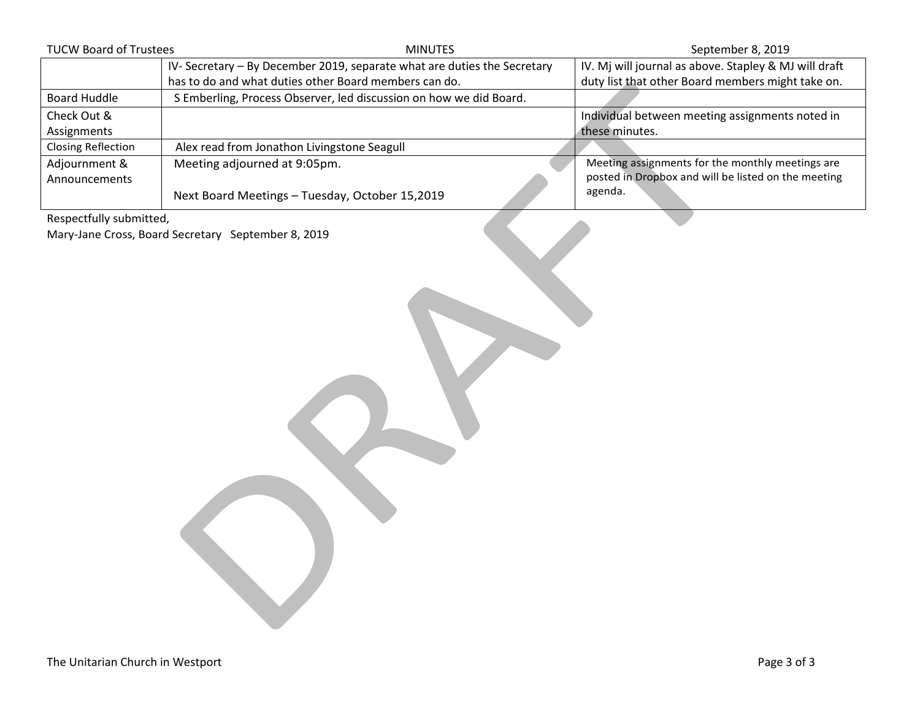| | | |
|---|---|---|
| | IV- Secretary – By December 2019, separate what are duties the Secretary has to do and what duties other Board members can do. | IV. Mj will journal as above. Stapley & MJ will draft duty list that other Board members might take on. |
| Board Huddle | S Emberling, Process Observer, led discussion on how we did Board. | |
| Check Out & Assignments | | Individual between meeting assignments noted in these minutes. |
| Closing Reflection | Alex read from Jonathon Livingstone Seagull | |
| Adjournment & Announcements | Meeting adjourned at 9:05pm.<br><br>Next Board Meetings – Tuesday, October 15,2019 | Meeting assignments for the monthly meetings are posted in Dropbox and will be listed on the meeting agenda. |

Respectfully submitted,
Mary-Jane Cross, Board Secretary September 8, 2019

DRAFT